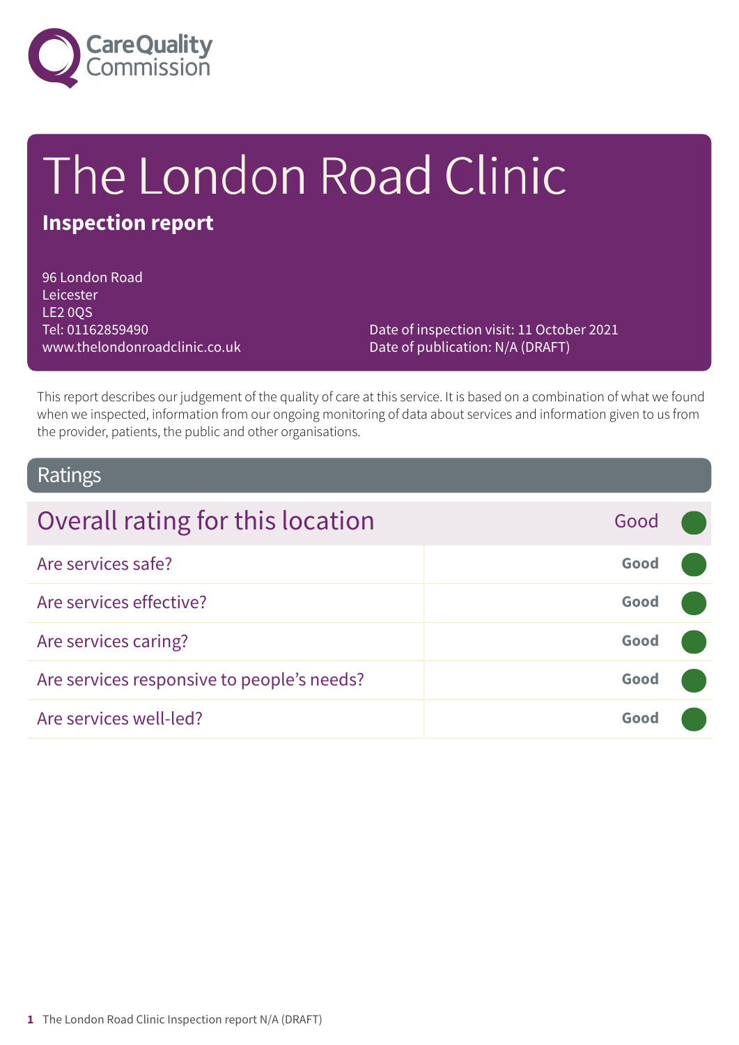Care Quality Commission

# The London Road Clinic

**Inspection report**

96 London Road
Leicester
LE2 0QS
Tel: 01162859490
www.thelondonroadclinic.co.uk

Date of inspection visit: 11 October 2021
Date of publication: N/A (DRAFT)

This report describes our judgement of the quality of care at this service. It is based on a combination of what we found when we inspected, information from our ongoing monitoring of data about services and information given to us from the provider, patients, the public and other organisations.

## Ratings

| Overall rating for this location | Good |
| --- | --- |
| Are services safe? | Good |
| Are services effective? | Good |
| Are services caring? | Good |
| Are services responsive to people's needs? | Good |
| Are services well-led? | Good |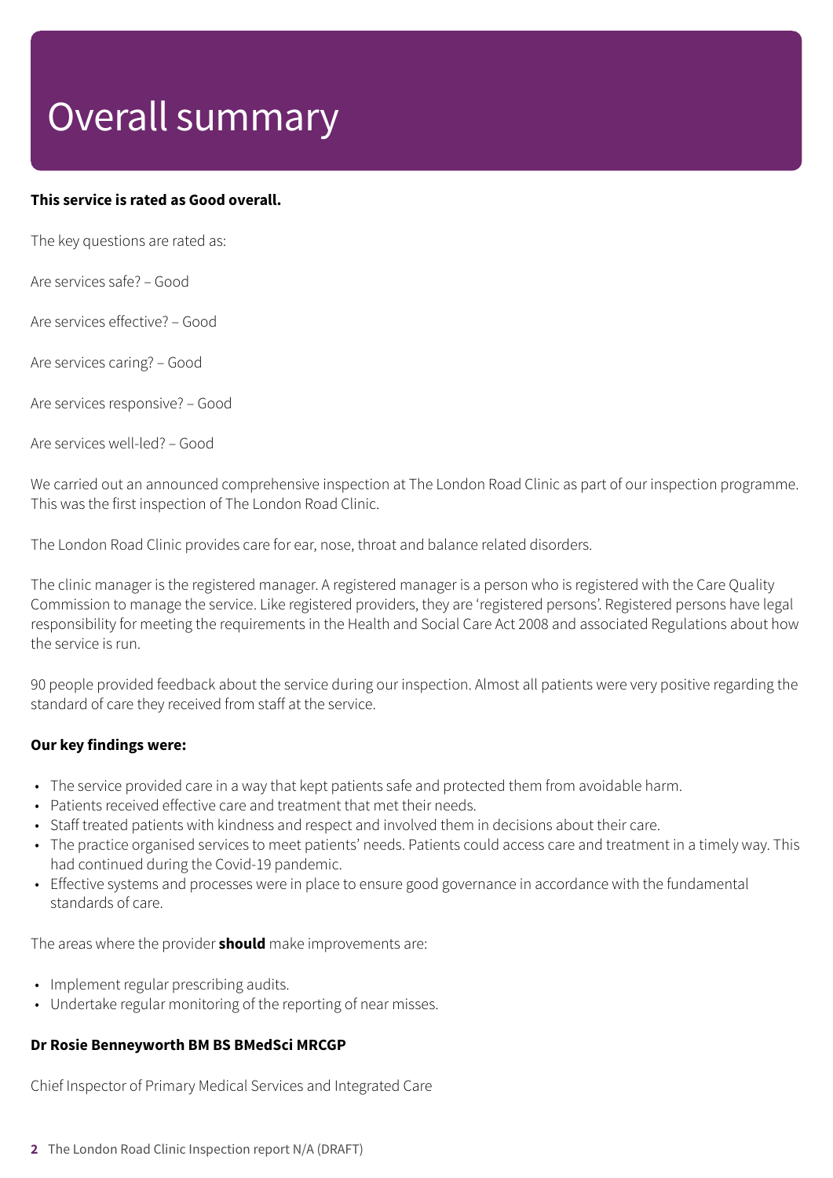# Overall summary

**This service is rated as Good overall.**

The key questions are rated as:

Are services safe? – Good

Are services effective? – Good

Are services caring? – Good

Are services responsive? – Good

Are services well-led? – Good

We carried out an announced comprehensive inspection at The London Road Clinic as part of our inspection programme. This was the first inspection of The London Road Clinic.

The London Road Clinic provides care for ear, nose, throat and balance related disorders.

The clinic manager is the registered manager. A registered manager is a person who is registered with the Care Quality Commission to manage the service. Like registered providers, they are 'registered persons'. Registered persons have legal responsibility for meeting the requirements in the Health and Social Care Act 2008 and associated Regulations about how the service is run.

90 people provided feedback about the service during our inspection. Almost all patients were very positive regarding the standard of care they received from staff at the service.

**Our key findings were:**

- The service provided care in a way that kept patients safe and protected them from avoidable harm.
- Patients received effective care and treatment that met their needs.
- Staff treated patients with kindness and respect and involved them in decisions about their care.
- The practice organised services to meet patients' needs. Patients could access care and treatment in a timely way. This had continued during the Covid-19 pandemic.
- Effective systems and processes were in place to ensure good governance in accordance with the fundamental standards of care.

The areas where the provider **should** make improvements are:

- Implement regular prescribing audits.
- Undertake regular monitoring of the reporting of near misses.

**Dr Rosie Benneyworth BM BS BMedSci MRCGP**

Chief Inspector of Primary Medical Services and Integrated Care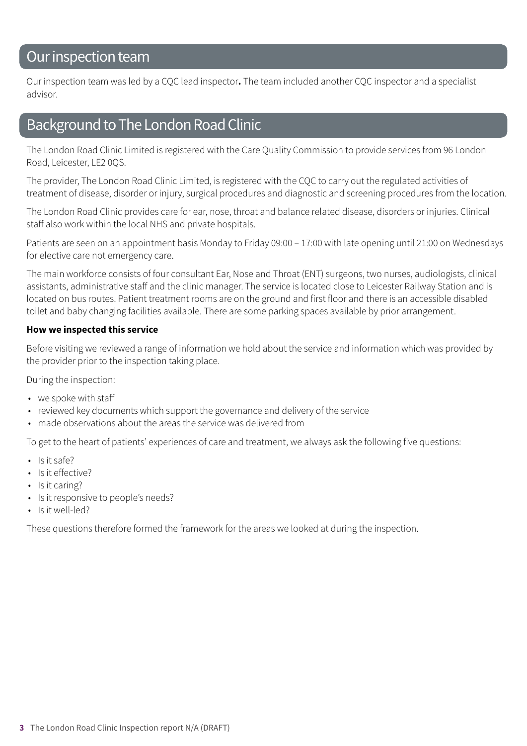## Our inspection team

Our inspection team was led by a CQC lead inspector**.** The team included another CQC inspector and a specialist advisor.

## Background to The London Road Clinic

The London Road Clinic Limited is registered with the Care Quality Commission to provide services from 96 London Road, Leicester, LE2 0QS.

The provider, The London Road Clinic Limited, is registered with the CQC to carry out the regulated activities of treatment of disease, disorder or injury, surgical procedures and diagnostic and screening procedures from the location.

The London Road Clinic provides care for ear, nose, throat and balance related disease, disorders or injuries. Clinical staff also work within the local NHS and private hospitals.

Patients are seen on an appointment basis Monday to Friday 09:00 – 17:00 with late opening until 21:00 on Wednesdays for elective care not emergency care.

The main workforce consists of four consultant Ear, Nose and Throat (ENT) surgeons, two nurses, audiologists, clinical assistants, administrative staff and the clinic manager. The service is located close to Leicester Railway Station and is located on bus routes. Patient treatment rooms are on the ground and first floor and there is an accessible disabled toilet and baby changing facilities available. There are some parking spaces available by prior arrangement.

**How we inspected this service**

Before visiting we reviewed a range of information we hold about the service and information which was provided by the provider prior to the inspection taking place.

During the inspection:

- we spoke with staff
- reviewed key documents which support the governance and delivery of the service
- made observations about the areas the service was delivered from

To get to the heart of patients' experiences of care and treatment, we always ask the following five questions:

- Is it safe?
- Is it effective?
- Is it caring?
- Is it responsive to people's needs?
- Is it well-led?

These questions therefore formed the framework for the areas we looked at during the inspection.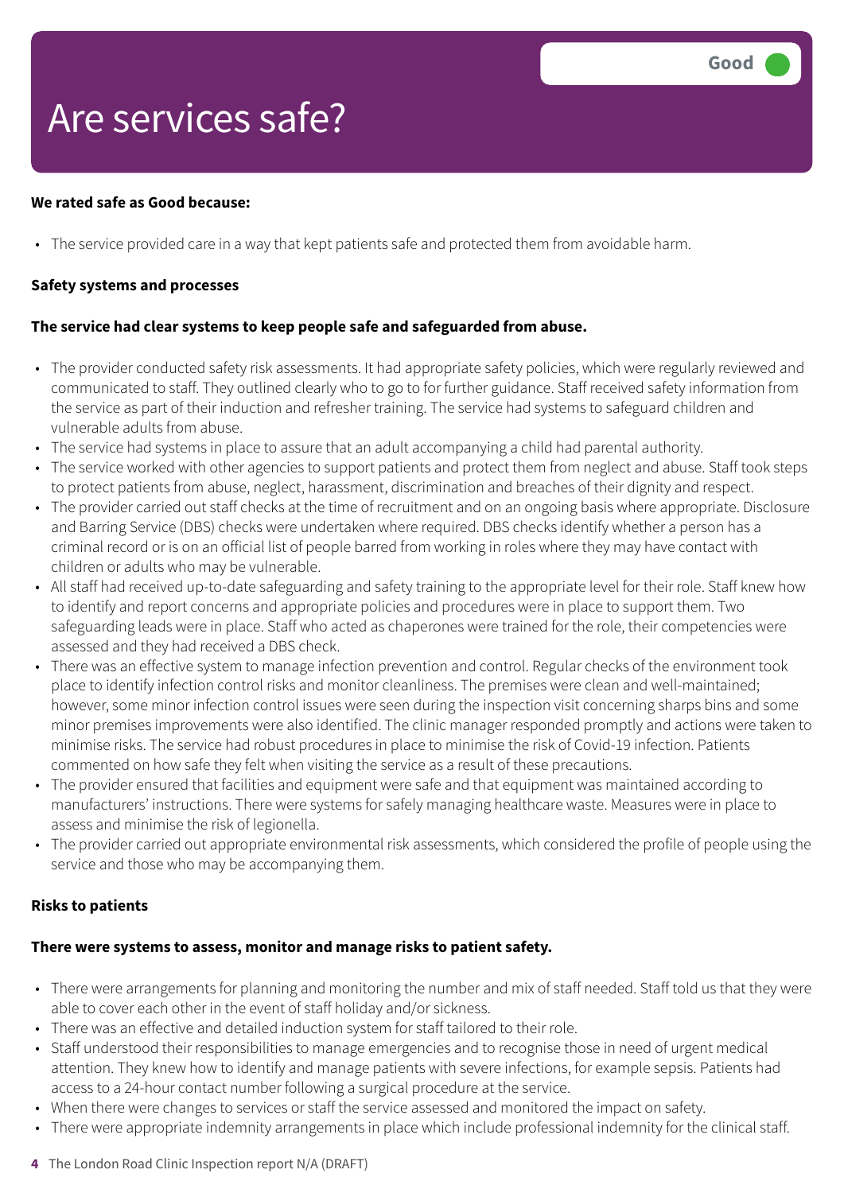# Are services safe?

Good

**We rated safe as Good because:**

- The service provided care in a way that kept patients safe and protected them from avoidable harm.

**Safety systems and processes**

**The service had clear systems to keep people safe and safeguarded from abuse.**

- The provider conducted safety risk assessments. It had appropriate safety policies, which were regularly reviewed and communicated to staff. They outlined clearly who to go to for further guidance. Staff received safety information from the service as part of their induction and refresher training. The service had systems to safeguard children and vulnerable adults from abuse.
- The service had systems in place to assure that an adult accompanying a child had parental authority.
- The service worked with other agencies to support patients and protect them from neglect and abuse. Staff took steps to protect patients from abuse, neglect, harassment, discrimination and breaches of their dignity and respect.
- The provider carried out staff checks at the time of recruitment and on an ongoing basis where appropriate. Disclosure and Barring Service (DBS) checks were undertaken where required. DBS checks identify whether a person has a criminal record or is on an official list of people barred from working in roles where they may have contact with children or adults who may be vulnerable.
- All staff had received up-to-date safeguarding and safety training to the appropriate level for their role. Staff knew how to identify and report concerns and appropriate policies and procedures were in place to support them. Two safeguarding leads were in place. Staff who acted as chaperones were trained for the role, their competencies were assessed and they had received a DBS check.
- There was an effective system to manage infection prevention and control. Regular checks of the environment took place to identify infection control risks and monitor cleanliness. The premises were clean and well-maintained; however, some minor infection control issues were seen during the inspection visit concerning sharps bins and some minor premises improvements were also identified. The clinic manager responded promptly and actions were taken to minimise risks. The service had robust procedures in place to minimise the risk of Covid-19 infection. Patients commented on how safe they felt when visiting the service as a result of these precautions.
- The provider ensured that facilities and equipment were safe and that equipment was maintained according to manufacturers' instructions. There were systems for safely managing healthcare waste. Measures were in place to assess and minimise the risk of legionella.
- The provider carried out appropriate environmental risk assessments, which considered the profile of people using the service and those who may be accompanying them.

**Risks to patients**

**There were systems to assess, monitor and manage risks to patient safety.**

- There were arrangements for planning and monitoring the number and mix of staff needed. Staff told us that they were able to cover each other in the event of staff holiday and/or sickness.
- There was an effective and detailed induction system for staff tailored to their role.
- Staff understood their responsibilities to manage emergencies and to recognise those in need of urgent medical attention. They knew how to identify and manage patients with severe infections, for example sepsis. Patients had access to a 24-hour contact number following a surgical procedure at the service.
- When there were changes to services or staff the service assessed and monitored the impact on safety.
- There were appropriate indemnity arrangements in place which include professional indemnity for the clinical staff.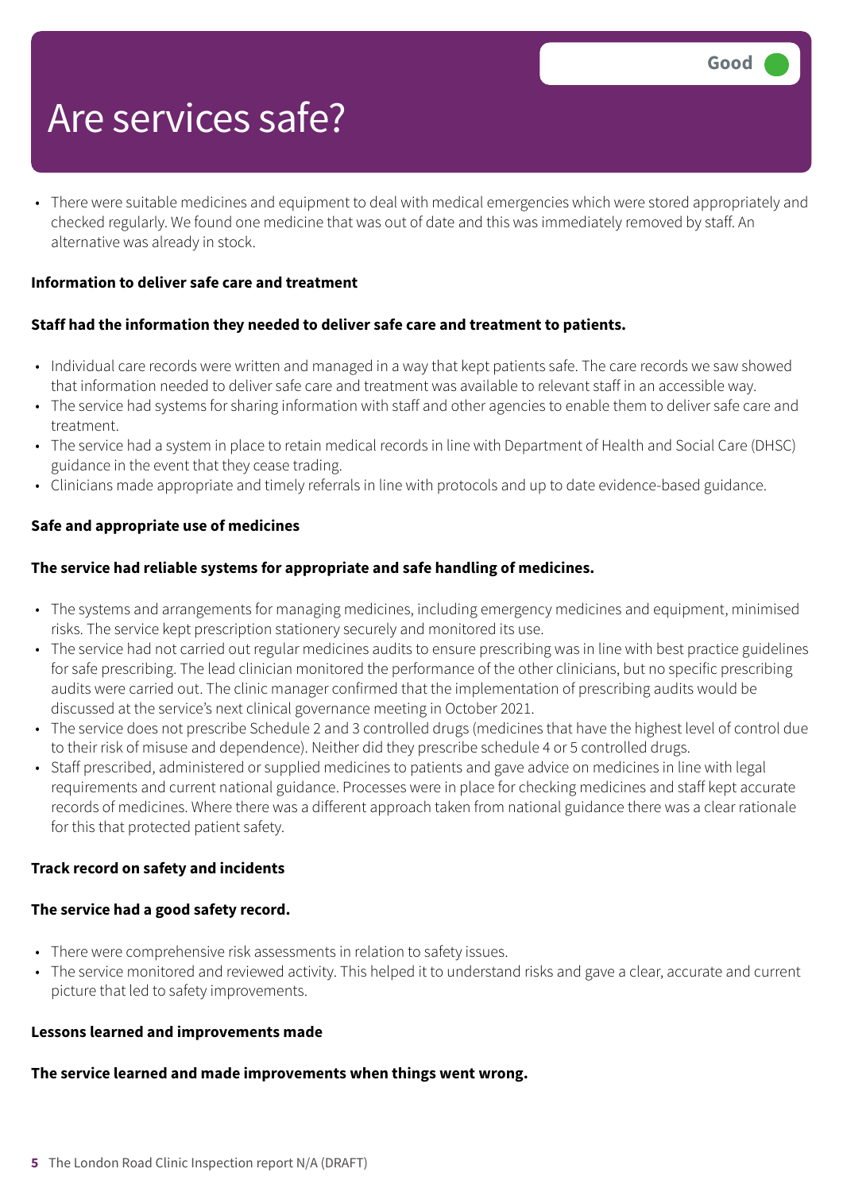# Are services safe?

Good

- There were suitable medicines and equipment to deal with medical emergencies which were stored appropriately and checked regularly. We found one medicine that was out of date and this was immediately removed by staff. An alternative was already in stock.

**Information to deliver safe care and treatment**

**Staff had the information they needed to deliver safe care and treatment to patients.**

- Individual care records were written and managed in a way that kept patients safe. The care records we saw showed that information needed to deliver safe care and treatment was available to relevant staff in an accessible way.
- The service had systems for sharing information with staff and other agencies to enable them to deliver safe care and treatment.
- The service had a system in place to retain medical records in line with Department of Health and Social Care (DHSC) guidance in the event that they cease trading.
- Clinicians made appropriate and timely referrals in line with protocols and up to date evidence-based guidance.

**Safe and appropriate use of medicines**

**The service had reliable systems for appropriate and safe handling of medicines.**

- The systems and arrangements for managing medicines, including emergency medicines and equipment, minimised risks. The service kept prescription stationery securely and monitored its use.
- The service had not carried out regular medicines audits to ensure prescribing was in line with best practice guidelines for safe prescribing. The lead clinician monitored the performance of the other clinicians, but no specific prescribing audits were carried out. The clinic manager confirmed that the implementation of prescribing audits would be discussed at the service's next clinical governance meeting in October 2021.
- The service does not prescribe Schedule 2 and 3 controlled drugs (medicines that have the highest level of control due to their risk of misuse and dependence). Neither did they prescribe schedule 4 or 5 controlled drugs.
- Staff prescribed, administered or supplied medicines to patients and gave advice on medicines in line with legal requirements and current national guidance. Processes were in place for checking medicines and staff kept accurate records of medicines. Where there was a different approach taken from national guidance there was a clear rationale for this that protected patient safety.

**Track record on safety and incidents**

**The service had a good safety record.**

- There were comprehensive risk assessments in relation to safety issues.
- The service monitored and reviewed activity. This helped it to understand risks and gave a clear, accurate and current picture that led to safety improvements.

**Lessons learned and improvements made**

**The service learned and made improvements when things went wrong.**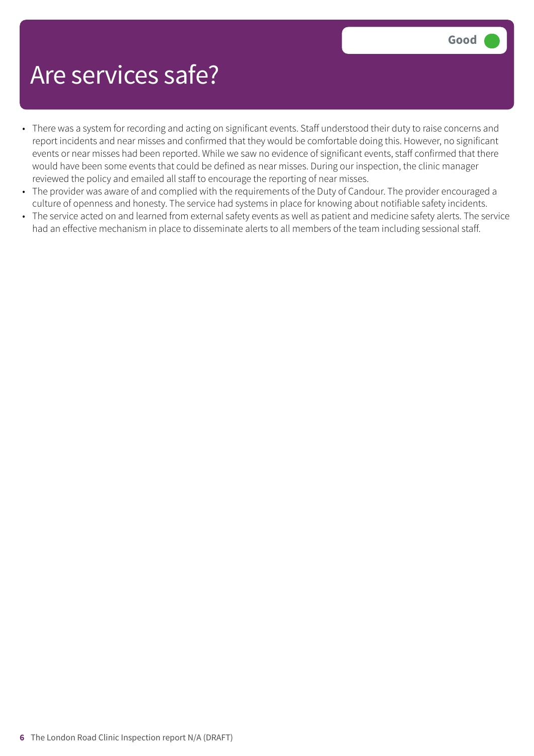# Are services safe?

Good

- There was a system for recording and acting on significant events. Staff understood their duty to raise concerns and report incidents and near misses and confirmed that they would be comfortable doing this. However, no significant events or near misses had been reported. While we saw no evidence of significant events, staff confirmed that there would have been some events that could be defined as near misses. During our inspection, the clinic manager reviewed the policy and emailed all staff to encourage the reporting of near misses.
- The provider was aware of and complied with the requirements of the Duty of Candour. The provider encouraged a culture of openness and honesty. The service had systems in place for knowing about notifiable safety incidents.
- The service acted on and learned from external safety events as well as patient and medicine safety alerts. The service had an effective mechanism in place to disseminate alerts to all members of the team including sessional staff.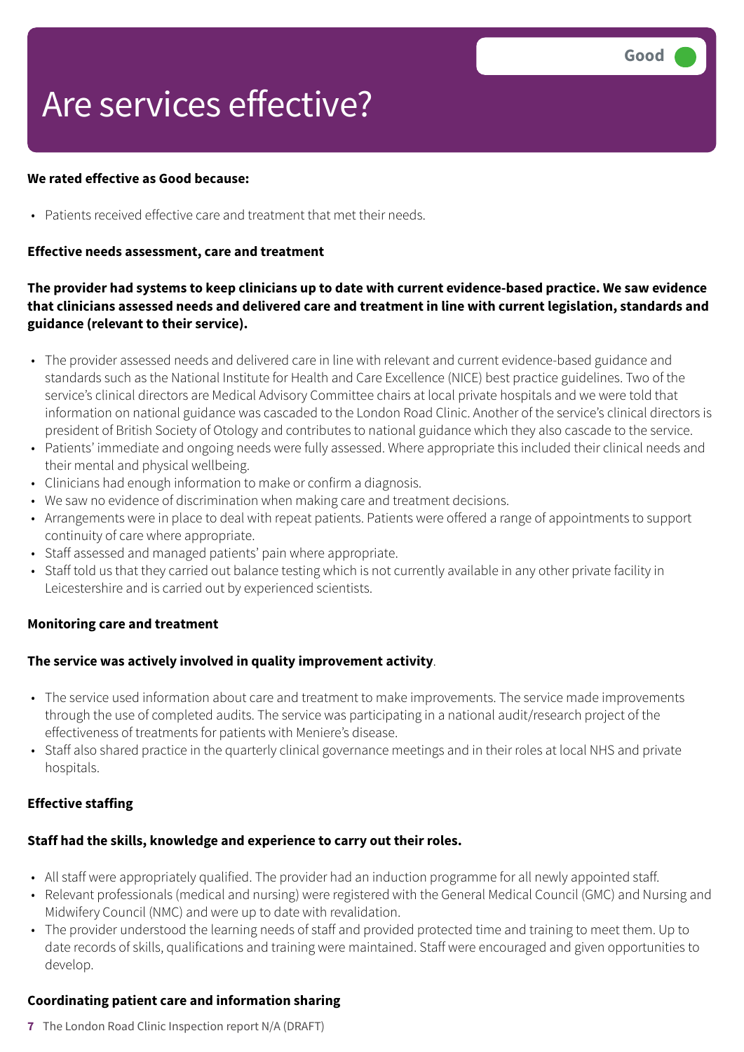# Are services effective?

Good

**We rated effective as Good because:**

- Patients received effective care and treatment that met their needs.

**Effective needs assessment, care and treatment**

**The provider had systems to keep clinicians up to date with current evidence-based practice. We saw evidence that clinicians assessed needs and delivered care and treatment in line with current legislation, standards and guidance (relevant to their service).**

- The provider assessed needs and delivered care in line with relevant and current evidence-based guidance and standards such as the National Institute for Health and Care Excellence (NICE) best practice guidelines. Two of the service's clinical directors are Medical Advisory Committee chairs at local private hospitals and we were told that information on national guidance was cascaded to the London Road Clinic. Another of the service's clinical directors is president of British Society of Otology and contributes to national guidance which they also cascade to the service.
- Patients' immediate and ongoing needs were fully assessed. Where appropriate this included their clinical needs and their mental and physical wellbeing.
- Clinicians had enough information to make or confirm a diagnosis.
- We saw no evidence of discrimination when making care and treatment decisions.
- Arrangements were in place to deal with repeat patients. Patients were offered a range of appointments to support continuity of care where appropriate.
- Staff assessed and managed patients' pain where appropriate.
- Staff told us that they carried out balance testing which is not currently available in any other private facility in Leicestershire and is carried out by experienced scientists.

**Monitoring care and treatment**

**The service was actively involved in quality improvement activity**.

- The service used information about care and treatment to make improvements. The service made improvements through the use of completed audits. The service was participating in a national audit/research project of the effectiveness of treatments for patients with Meniere's disease.
- Staff also shared practice in the quarterly clinical governance meetings and in their roles at local NHS and private hospitals.

**Effective staffing**

**Staff had the skills, knowledge and experience to carry out their roles.**

- All staff were appropriately qualified. The provider had an induction programme for all newly appointed staff.
- Relevant professionals (medical and nursing) were registered with the General Medical Council (GMC) and Nursing and Midwifery Council (NMC) and were up to date with revalidation.
- The provider understood the learning needs of staff and provided protected time and training to meet them. Up to date records of skills, qualifications and training were maintained. Staff were encouraged and given opportunities to develop.

**Coordinating patient care and information sharing**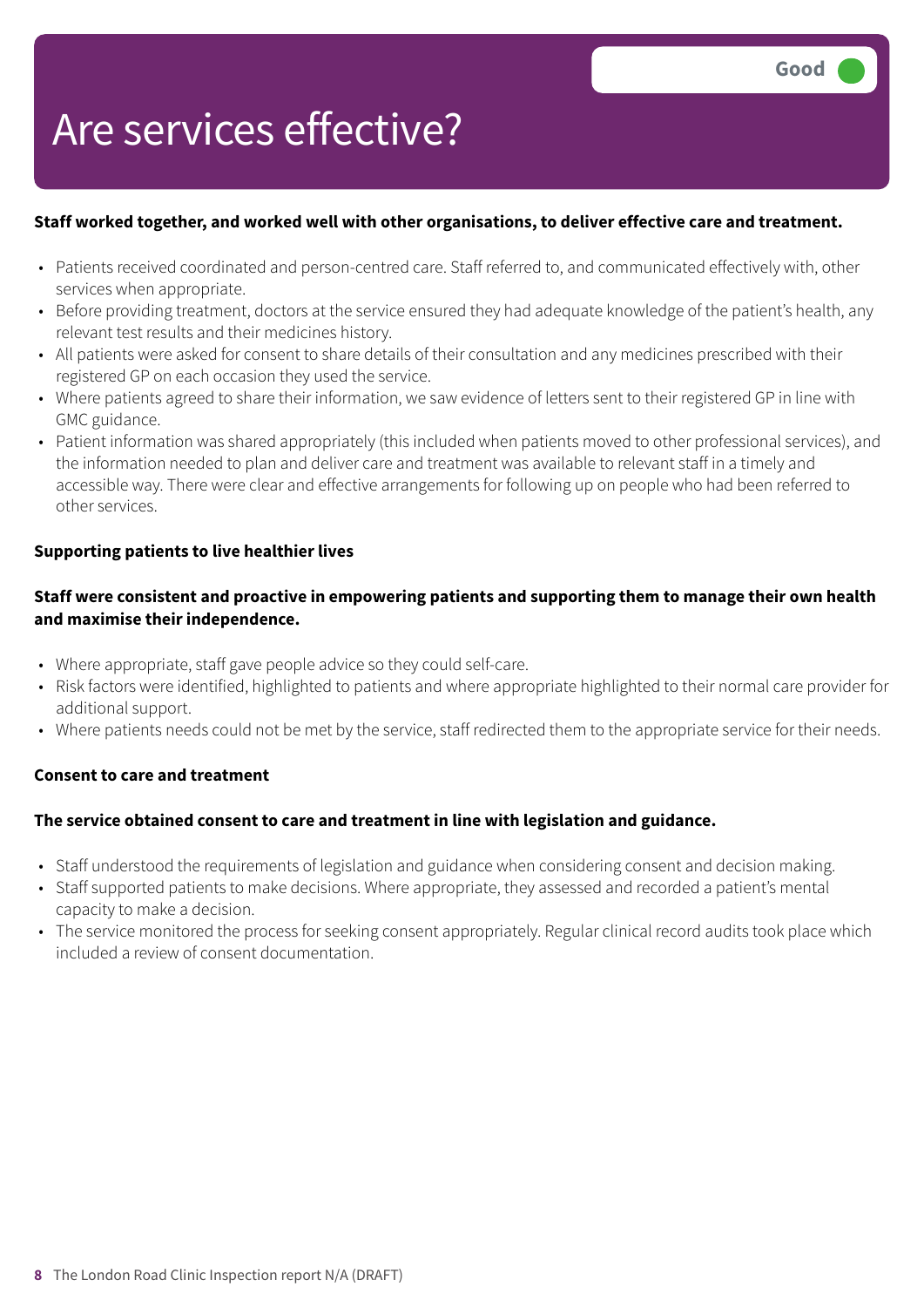# Are services effective?

Good

**Staff worked together, and worked well with other organisations, to deliver effective care and treatment.**

- Patients received coordinated and person-centred care. Staff referred to, and communicated effectively with, other services when appropriate.
- Before providing treatment, doctors at the service ensured they had adequate knowledge of the patient's health, any relevant test results and their medicines history.
- All patients were asked for consent to share details of their consultation and any medicines prescribed with their registered GP on each occasion they used the service.
- Where patients agreed to share their information, we saw evidence of letters sent to their registered GP in line with GMC guidance.
- Patient information was shared appropriately (this included when patients moved to other professional services), and the information needed to plan and deliver care and treatment was available to relevant staff in a timely and accessible way. There were clear and effective arrangements for following up on people who had been referred to other services.

**Supporting patients to live healthier lives**

**Staff were consistent and proactive in empowering patients and supporting them to manage their own health and maximise their independence.**

- Where appropriate, staff gave people advice so they could self-care.
- Risk factors were identified, highlighted to patients and where appropriate highlighted to their normal care provider for additional support.
- Where patients needs could not be met by the service, staff redirected them to the appropriate service for their needs.

**Consent to care and treatment**

**The service obtained consent to care and treatment in line with legislation and guidance.**

- Staff understood the requirements of legislation and guidance when considering consent and decision making.
- Staff supported patients to make decisions. Where appropriate, they assessed and recorded a patient's mental capacity to make a decision.
- The service monitored the process for seeking consent appropriately. Regular clinical record audits took place which included a review of consent documentation.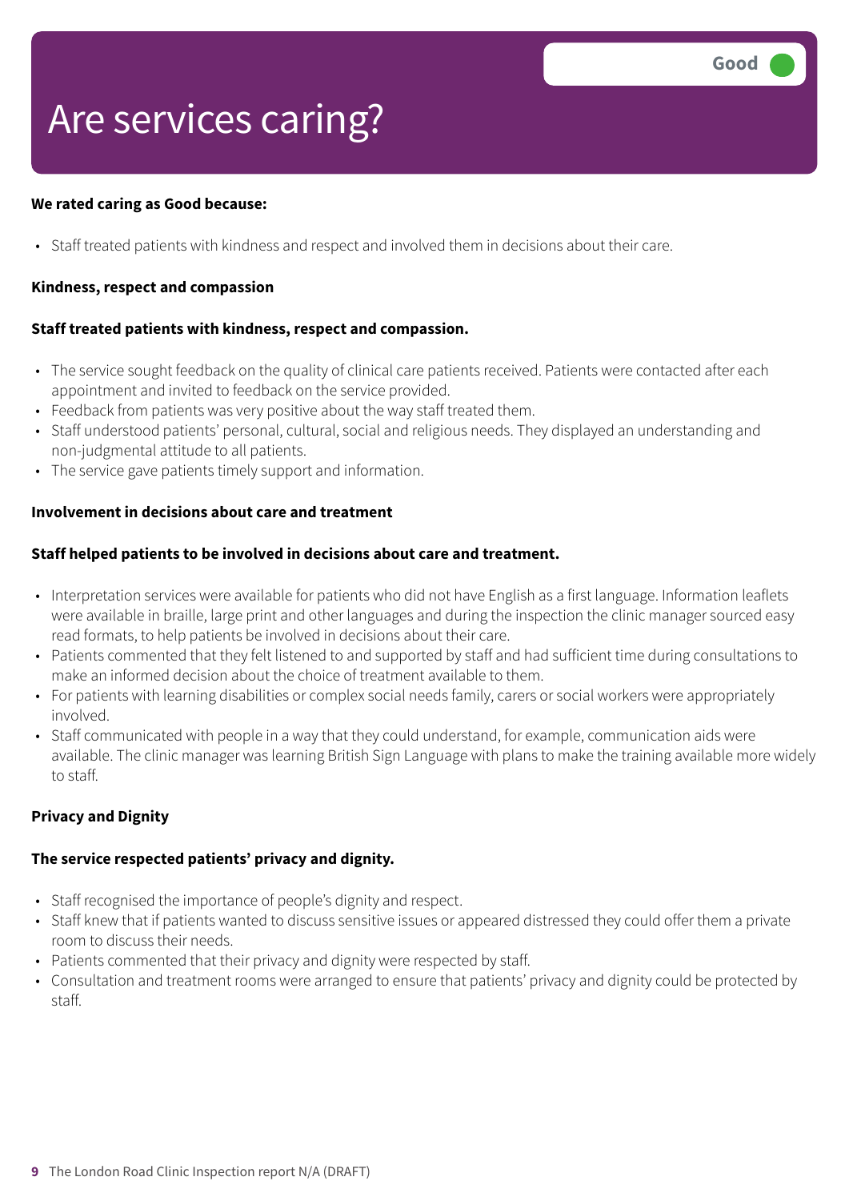# Are services caring?

Good

**We rated caring as Good because:**

- Staff treated patients with kindness and respect and involved them in decisions about their care.

**Kindness, respect and compassion**

**Staff treated patients with kindness, respect and compassion.**

- The service sought feedback on the quality of clinical care patients received. Patients were contacted after each appointment and invited to feedback on the service provided.
- Feedback from patients was very positive about the way staff treated them.
- Staff understood patients' personal, cultural, social and religious needs. They displayed an understanding and non-judgmental attitude to all patients.
- The service gave patients timely support and information.

**Involvement in decisions about care and treatment**

**Staff helped patients to be involved in decisions about care and treatment.**

- Interpretation services were available for patients who did not have English as a first language. Information leaflets were available in braille, large print and other languages and during the inspection the clinic manager sourced easy read formats, to help patients be involved in decisions about their care.
- Patients commented that they felt listened to and supported by staff and had sufficient time during consultations to make an informed decision about the choice of treatment available to them.
- For patients with learning disabilities or complex social needs family, carers or social workers were appropriately involved.
- Staff communicated with people in a way that they could understand, for example, communication aids were available. The clinic manager was learning British Sign Language with plans to make the training available more widely to staff.

**Privacy and Dignity**

**The service respected patients' privacy and dignity.**

- Staff recognised the importance of people's dignity and respect.
- Staff knew that if patients wanted to discuss sensitive issues or appeared distressed they could offer them a private room to discuss their needs.
- Patients commented that their privacy and dignity were respected by staff.
- Consultation and treatment rooms were arranged to ensure that patients' privacy and dignity could be protected by staff.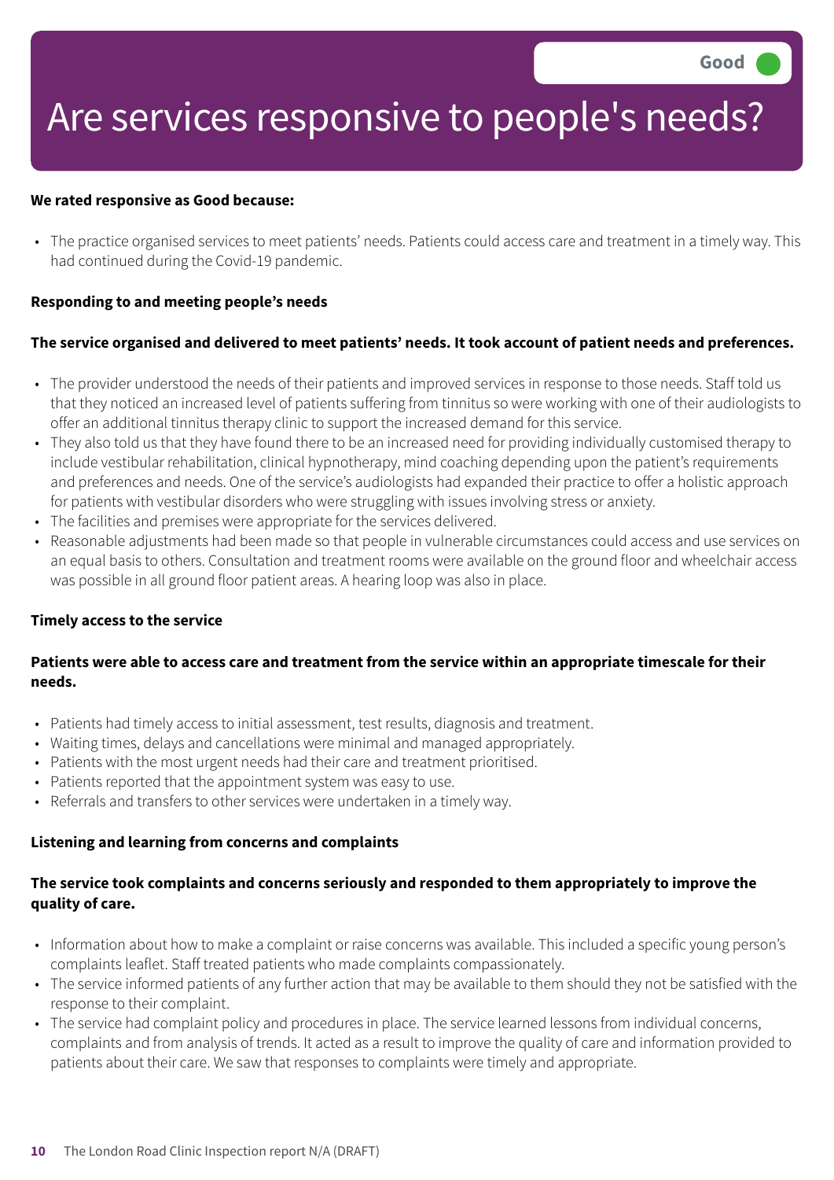Good

# Are services responsive to people's needs?

**We rated responsive as Good because:**

- The practice organised services to meet patients' needs. Patients could access care and treatment in a timely way. This had continued during the Covid-19 pandemic.

**Responding to and meeting people's needs**

**The service organised and delivered to meet patients' needs. It took account of patient needs and preferences.**

- The provider understood the needs of their patients and improved services in response to those needs. Staff told us that they noticed an increased level of patients suffering from tinnitus so were working with one of their audiologists to offer an additional tinnitus therapy clinic to support the increased demand for this service.
- They also told us that they have found there to be an increased need for providing individually customised therapy to include vestibular rehabilitation, clinical hypnotherapy, mind coaching depending upon the patient's requirements and preferences and needs. One of the service's audiologists had expanded their practice to offer a holistic approach for patients with vestibular disorders who were struggling with issues involving stress or anxiety.
- The facilities and premises were appropriate for the services delivered.
- Reasonable adjustments had been made so that people in vulnerable circumstances could access and use services on an equal basis to others. Consultation and treatment rooms were available on the ground floor and wheelchair access was possible in all ground floor patient areas. A hearing loop was also in place.

**Timely access to the service**

**Patients were able to access care and treatment from the service within an appropriate timescale for their needs.**

- Patients had timely access to initial assessment, test results, diagnosis and treatment.
- Waiting times, delays and cancellations were minimal and managed appropriately.
- Patients with the most urgent needs had their care and treatment prioritised.
- Patients reported that the appointment system was easy to use.
- Referrals and transfers to other services were undertaken in a timely way.

**Listening and learning from concerns and complaints**

**The service took complaints and concerns seriously and responded to them appropriately to improve the quality of care.**

- Information about how to make a complaint or raise concerns was available. This included a specific young person's complaints leaflet. Staff treated patients who made complaints compassionately.
- The service informed patients of any further action that may be available to them should they not be satisfied with the response to their complaint.
- The service had complaint policy and procedures in place. The service learned lessons from individual concerns, complaints and from analysis of trends. It acted as a result to improve the quality of care and information provided to patients about their care. We saw that responses to complaints were timely and appropriate.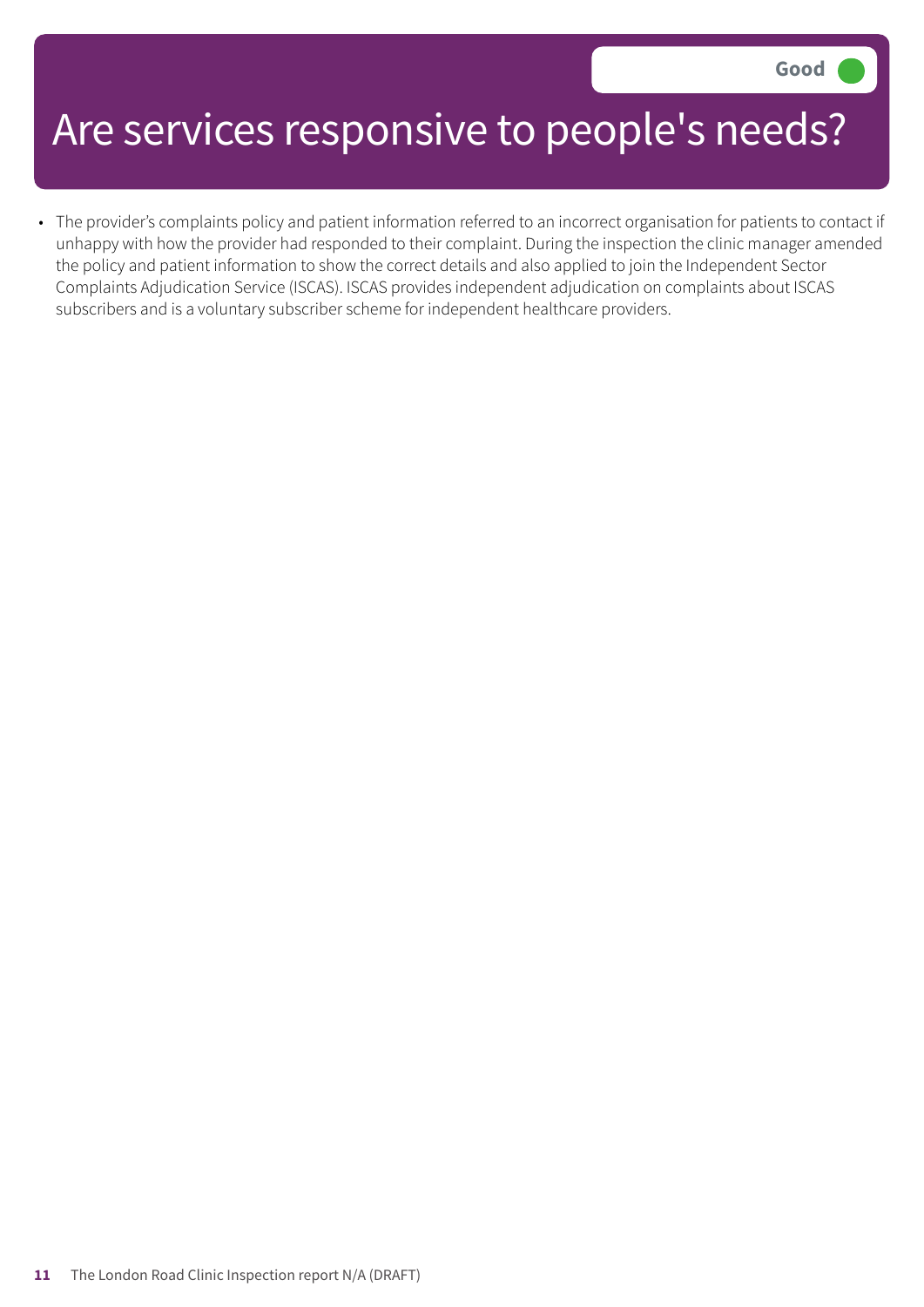# Are services responsive to people's needs?

**Good**

- The provider's complaints policy and patient information referred to an incorrect organisation for patients to contact if unhappy with how the provider had responded to their complaint. During the inspection the clinic manager amended the policy and patient information to show the correct details and also applied to join the Independent Sector Complaints Adjudication Service (ISCAS). ISCAS provides independent adjudication on complaints about ISCAS subscribers and is a voluntary subscriber scheme for independent healthcare providers.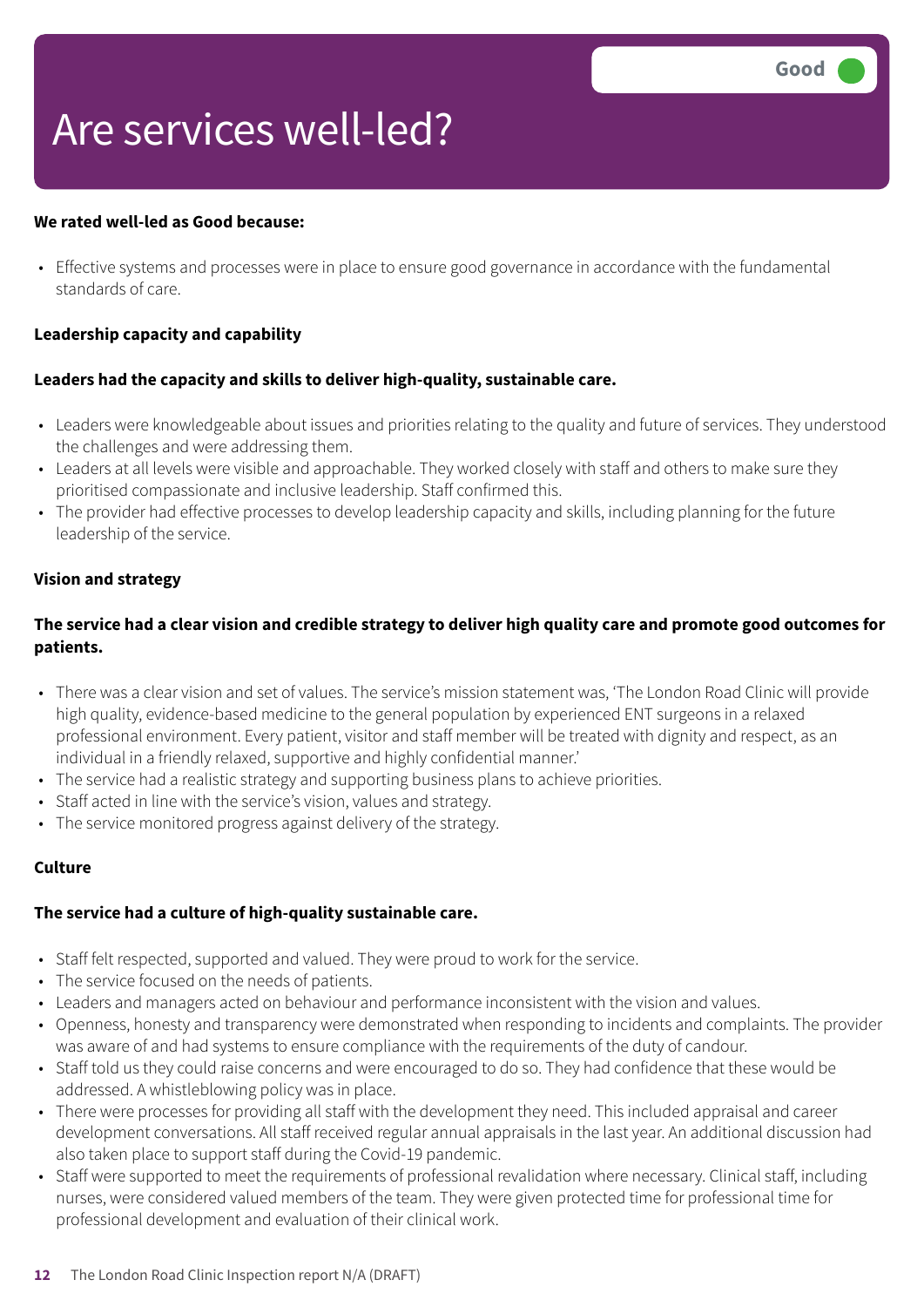# Are services well-led?

Good

**We rated well-led as Good because:**

- Effective systems and processes were in place to ensure good governance in accordance with the fundamental standards of care.

**Leadership capacity and capability**

**Leaders had the capacity and skills to deliver high-quality, sustainable care.**

- Leaders were knowledgeable about issues and priorities relating to the quality and future of services. They understood the challenges and were addressing them.
- Leaders at all levels were visible and approachable. They worked closely with staff and others to make sure they prioritised compassionate and inclusive leadership. Staff confirmed this.
- The provider had effective processes to develop leadership capacity and skills, including planning for the future leadership of the service.

**Vision and strategy**

**The service had a clear vision and credible strategy to deliver high quality care and promote good outcomes for patients.**

- There was a clear vision and set of values. The service's mission statement was, 'The London Road Clinic will provide high quality, evidence-based medicine to the general population by experienced ENT surgeons in a relaxed professional environment. Every patient, visitor and staff member will be treated with dignity and respect, as an individual in a friendly relaxed, supportive and highly confidential manner.'
- The service had a realistic strategy and supporting business plans to achieve priorities.
- Staff acted in line with the service's vision, values and strategy.
- The service monitored progress against delivery of the strategy.

**Culture**

**The service had a culture of high-quality sustainable care.**

- Staff felt respected, supported and valued. They were proud to work for the service.
- The service focused on the needs of patients.
- Leaders and managers acted on behaviour and performance inconsistent with the vision and values.
- Openness, honesty and transparency were demonstrated when responding to incidents and complaints. The provider was aware of and had systems to ensure compliance with the requirements of the duty of candour.
- Staff told us they could raise concerns and were encouraged to do so. They had confidence that these would be addressed. A whistleblowing policy was in place.
- There were processes for providing all staff with the development they need. This included appraisal and career development conversations. All staff received regular annual appraisals in the last year. An additional discussion had also taken place to support staff during the Covid-19 pandemic.
- Staff were supported to meet the requirements of professional revalidation where necessary. Clinical staff, including nurses, were considered valued members of the team. They were given protected time for professional time for professional development and evaluation of their clinical work.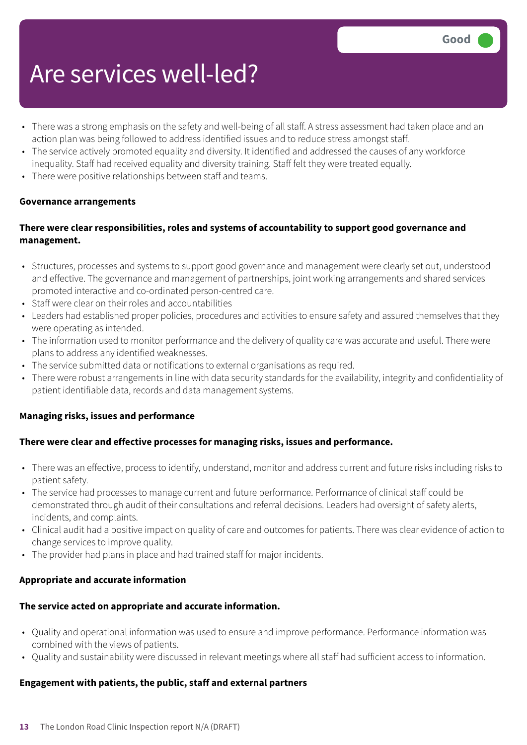# Are services well-led?

Good

- There was a strong emphasis on the safety and well-being of all staff. A stress assessment had taken place and an action plan was being followed to address identified issues and to reduce stress amongst staff.
- The service actively promoted equality and diversity. It identified and addressed the causes of any workforce inequality. Staff had received equality and diversity training. Staff felt they were treated equally.
- There were positive relationships between staff and teams.

**Governance arrangements**

**There were clear responsibilities, roles and systems of accountability to support good governance and management.**

- Structures, processes and systems to support good governance and management were clearly set out, understood and effective. The governance and management of partnerships, joint working arrangements and shared services promoted interactive and co-ordinated person-centred care.
- Staff were clear on their roles and accountabilities
- Leaders had established proper policies, procedures and activities to ensure safety and assured themselves that they were operating as intended.
- The information used to monitor performance and the delivery of quality care was accurate and useful. There were plans to address any identified weaknesses.
- The service submitted data or notifications to external organisations as required.
- There were robust arrangements in line with data security standards for the availability, integrity and confidentiality of patient identifiable data, records and data management systems.

**Managing risks, issues and performance**

**There were clear and effective processes for managing risks, issues and performance.**

- There was an effective, process to identify, understand, monitor and address current and future risks including risks to patient safety.
- The service had processes to manage current and future performance. Performance of clinical staff could be demonstrated through audit of their consultations and referral decisions. Leaders had oversight of safety alerts, incidents, and complaints.
- Clinical audit had a positive impact on quality of care and outcomes for patients. There was clear evidence of action to change services to improve quality.
- The provider had plans in place and had trained staff for major incidents.

**Appropriate and accurate information**

**The service acted on appropriate and accurate information.**

- Quality and operational information was used to ensure and improve performance. Performance information was combined with the views of patients.
- Quality and sustainability were discussed in relevant meetings where all staff had sufficient access to information.

**Engagement with patients, the public, staff and external partners**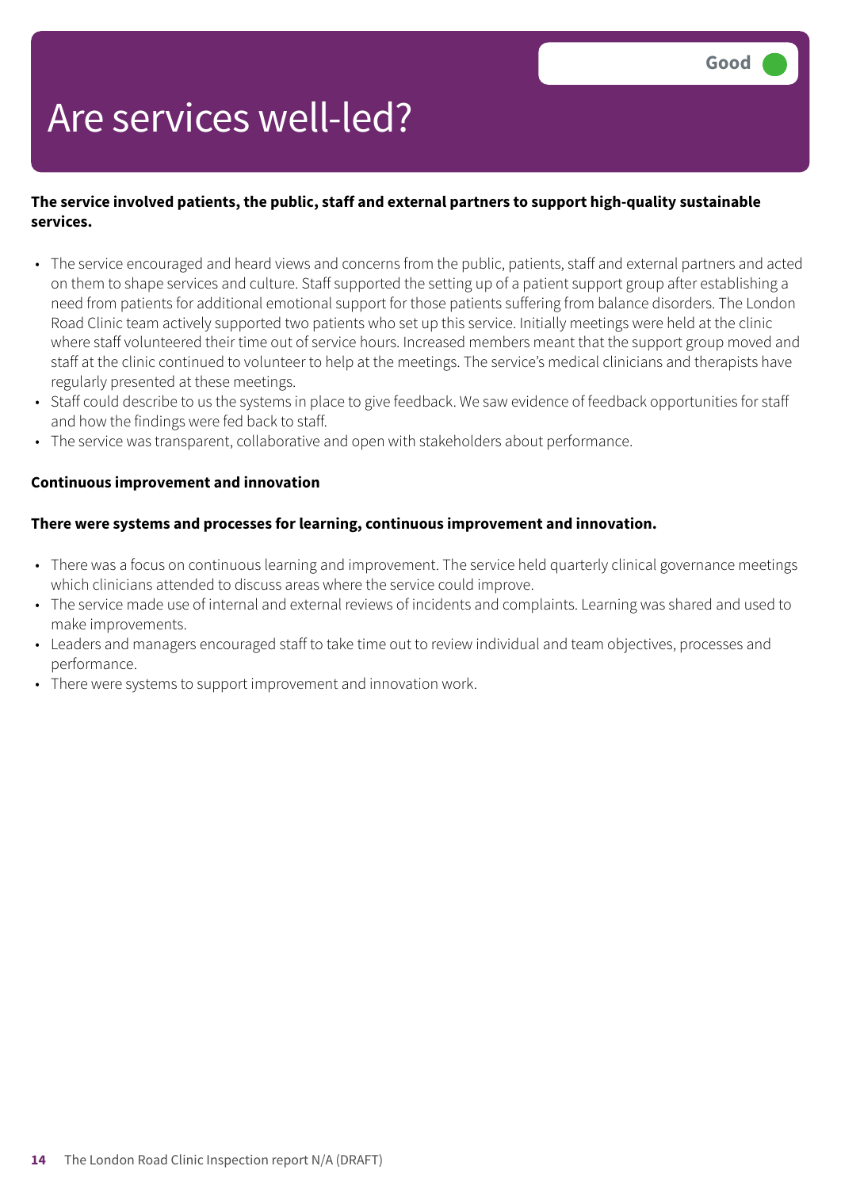# Are services well-led?

Good

**The service involved patients, the public, staff and external partners to support high-quality sustainable services.**

- The service encouraged and heard views and concerns from the public, patients, staff and external partners and acted on them to shape services and culture. Staff supported the setting up of a patient support group after establishing a need from patients for additional emotional support for those patients suffering from balance disorders. The London Road Clinic team actively supported two patients who set up this service. Initially meetings were held at the clinic where staff volunteered their time out of service hours. Increased members meant that the support group moved and staff at the clinic continued to volunteer to help at the meetings. The service's medical clinicians and therapists have regularly presented at these meetings.
- Staff could describe to us the systems in place to give feedback. We saw evidence of feedback opportunities for staff and how the findings were fed back to staff.
- The service was transparent, collaborative and open with stakeholders about performance.

**Continuous improvement and innovation**

**There were systems and processes for learning, continuous improvement and innovation.**

- There was a focus on continuous learning and improvement. The service held quarterly clinical governance meetings which clinicians attended to discuss areas where the service could improve.
- The service made use of internal and external reviews of incidents and complaints. Learning was shared and used to make improvements.
- Leaders and managers encouraged staff to take time out to review individual and team objectives, processes and performance.
- There were systems to support improvement and innovation work.